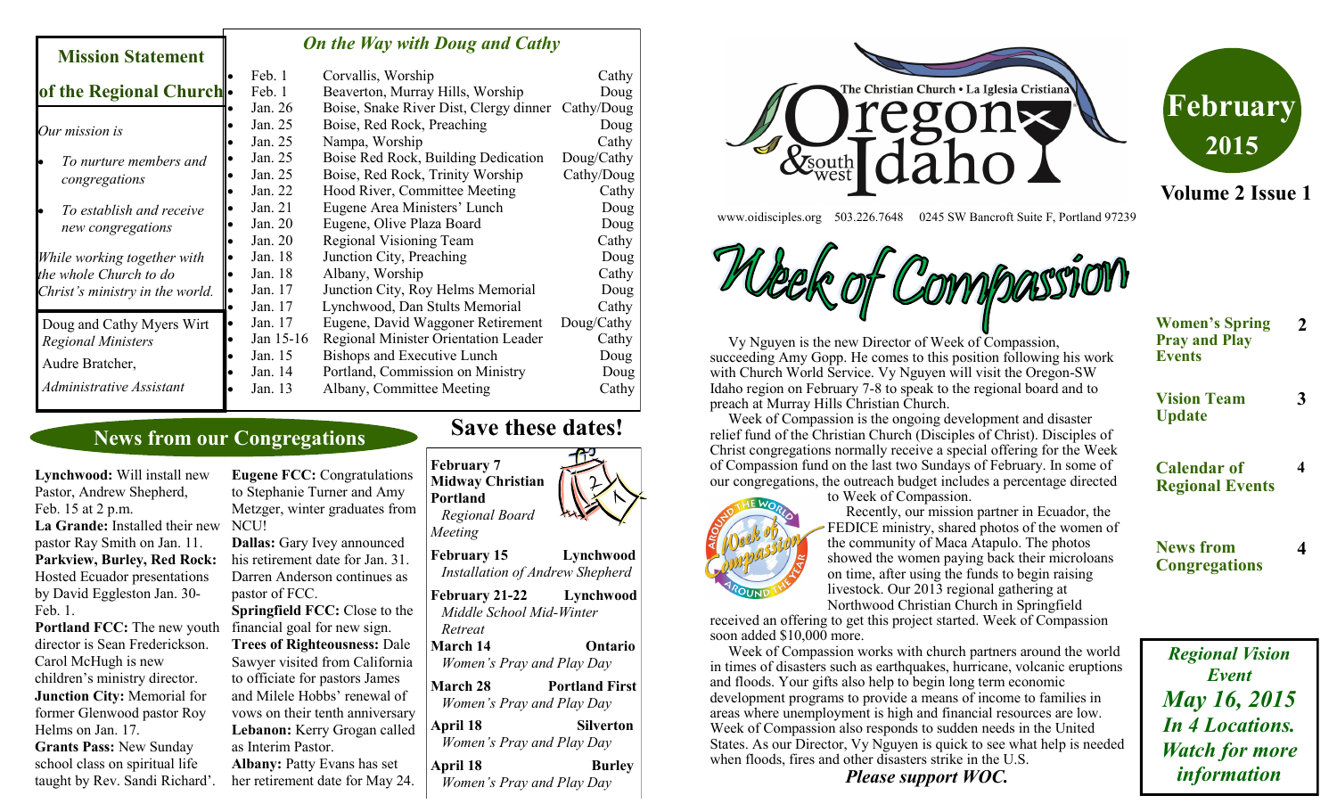## Mission Statement of the Regional Church

*Our mission is*

- *To nurture members and congregations*
- *To establish and receive new congregations*

*While working together with the whole Church to do Christ's ministry in the world.*

Doug and Cathy Myers Wirt
*Regional Ministers*

Audre Bratcher,
*Administrative Assistant*

## *On the Way with Doug and Cathy*

| Date | Event | Who |
|---|---|---|
| Feb. 1 | Corvallis, Worship | Cathy |
| Feb. 1 | Beaverton, Murray Hills, Worship | Doug |
| Jan. 26 | Boise, Snake River Dist, Clergy dinner | Cathy/Doug |
| Jan. 25 | Boise, Red Rock, Preaching | Doug |
| Jan. 25 | Nampa, Worship | Cathy |
| Jan. 25 | Boise Red Rock, Building Dedication | Doug/Cathy |
| Jan. 25 | Boise, Red Rock, Trinity Worship | Cathy/Doug |
| Jan. 22 | Hood River, Committee Meeting | Cathy |
| Jan. 21 | Eugene Area Ministers' Lunch | Doug |
| Jan. 20 | Eugene, Olive Plaza Board | Doug |
| Jan. 20 | Regional Visioning Team | Cathy |
| Jan. 18 | Junction City, Preaching | Doug |
| Jan. 18 | Albany, Worship | Cathy |
| Jan. 17 | Junction City, Roy Helms Memorial | Doug |
| Jan. 17 | Lynchwood, Dan Stults Memorial | Cathy |
| Jan. 17 | Eugene, David Waggoner Retirement | Doug/Cathy |
| Jan 15-16 | Regional Minister Orientation Leader | Cathy |
| Jan. 15 | Bishops and Executive Lunch | Doug |
| Jan. 14 | Portland, Commission on Ministry | Doug |
| Jan. 13 | Albany, Committee Meeting | Cathy |

# The Christian Church • La Iglesia Cristiana — Oregon & southwest Idaho

**February 2015**

**Volume 2 Issue 1**

www.oidisciples.org 503.226.7648 0245 SW Bancroft Suite F, Portland 97239

## Week of Compassion

Vy Nguyen is the new Director of Week of Compassion, succeeding Amy Gopp. He comes to this position following his work with Church World Service. Vy Nguyen will visit the Oregon-SW Idaho region on February 7-8 to speak to the regional board and to preach at Murray Hills Christian Church.

Week of Compassion is the ongoing development and disaster relief fund of the Christian Church (Disciples of Christ). Disciples of Christ congregations normally receive a special offering for the Week of Compassion fund on the last two Sundays of February. In some of our congregations, the outreach budget includes a percentage directed to Week of Compassion.

Recently, our mission partner in Ecuador, the FEDICE ministry, shared photos of the women of the community of Maca Atapulo. The photos showed the women paying back their microloans on time, after using the funds to begin raising livestock. Our 2013 regional gathering at Northwood Christian Church in Springfield received an offering to get this project started. Week of Compassion soon added $10,000 more.

Week of Compassion works with church partners around the world in times of disasters such as earthquakes, hurricane, volcanic eruptions and floods. Your gifts also help to begin long term economic development programs to provide a means of income to families in areas where unemployment is high and financial resources are low. Week of Compassion also responds to sudden needs in the United States. As our Director, Vy Nguyen is quick to see what help is needed when floods, fires and other disasters strike in the U.S.

***Please support WOC.***

| | |
|---|---|
| **Women's Spring Pray and Play Events** | **2** |
| **Vision Team Update** | **3** |
| **Calendar of Regional Events** | **4** |
| **News from Congregations** | **4** |

***Regional Vision Event***
***May 16, 2015***
***In 4 Locations.***
***Watch for more information***

## News from our Congregations

**Lynchwood:** Will install new Pastor, Andrew Shepherd, Feb. 15 at 2 p.m.
**La Grande:** Installed their new pastor Ray Smith on Jan. 11.
**Parkview, Burley, Red Rock:** Hosted Ecuador presentations by David Eggleston Jan. 30-Feb. 1.
**Portland FCC:** The new youth director is Sean Frederickson. Carol McHugh is new children's ministry director.
**Junction City:** Memorial for former Glenwood pastor Roy Helms on Jan. 17.
**Grants Pass:** New Sunday school class on spiritual life taught by Rev. Sandi Richard'.
**Eugene FCC:** Congratulations to Stephanie Turner and Amy Metzger, winter graduates from NCU!
**Dallas:** Gary Ivey announced his retirement date for Jan. 31. Darren Anderson continues as pastor of FCC.
**Springfield FCC:** Close to the financial goal for new sign.
**Trees of Righteousness:** Dale Sawyer visited from California to officiate for pastors James and Milele Hobbs' renewal of vows on their tenth anniversary
**Lebanon:** Kerry Grogan called as Interim Pastor.
**Albany:** Patty Evans has set her retirement date for May 24.

## Save these dates!

**February 7**
**Midway Christian Portland**
*Regional Board Meeting*

**February 15** — **Lynchwood**
*Installation of Andrew Shepherd*

**February 21-22** — **Lynchwood**
*Middle School Mid-Winter Retreat*

**March 14** — **Ontario**
*Women's Pray and Play Day*

**March 28** — **Portland First**
*Women's Pray and Play Day*

**April 18** — **Silverton**
*Women's Pray and Play Day*

**April 18** — **Burley**
*Women's Pray and Play Day*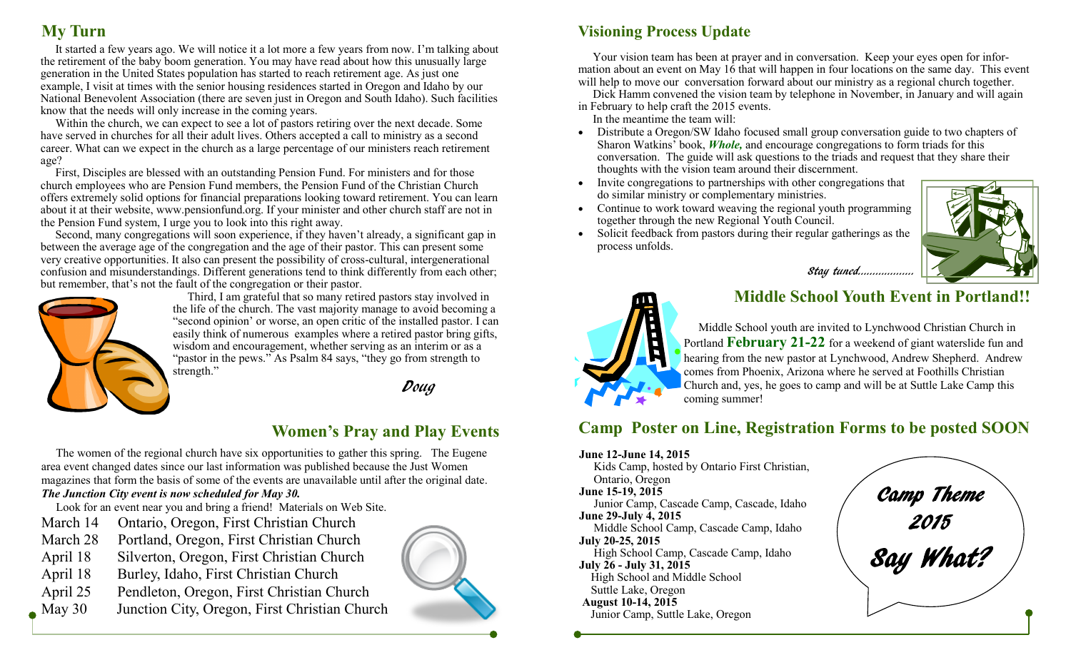## My Turn

It started a few years ago. We will notice it a lot more a few years from now. I'm talking about the retirement of the baby boom generation. You may have read about how this unusually large generation in the United States population has started to reach retirement age. As just one example, I visit at times with the senior housing residences started in Oregon and Idaho by our National Benevolent Association (there are seven just in Oregon and South Idaho). Such facilities know that the needs will only increase in the coming years.

Within the church, we can expect to see a lot of pastors retiring over the next decade. Some have served in churches for all their adult lives. Others accepted a call to ministry as a second career. What can we expect in the church as a large percentage of our ministers reach retirement age?

First, Disciples are blessed with an outstanding Pension Fund. For ministers and for those church employees who are Pension Fund members, the Pension Fund of the Christian Church offers extremely solid options for financial preparations looking toward retirement. You can learn about it at their website, www.pensionfund.org. If your minister and other church staff are not in the Pension Fund system, I urge you to look into this right away.

Second, many congregations will soon experience, if they haven't already, a significant gap in between the average age of the congregation and the age of their pastor. This can present some very creative opportunities. It also can present the possibility of cross-cultural, intergenerational confusion and misunderstandings. Different generations tend to think differently from each other; but remember, that's not the fault of the congregation or their pastor.

Third, I am grateful that so many retired pastors stay involved in the life of the church. The vast majority manage to avoid becoming a "second opinion' or worse, an open critic of the installed pastor. I can easily think of numerous examples where a retired pastor bring gifts, wisdom and encouragement, whether serving as an interim or as a "pastor in the pews." As Psalm 84 says, "they go from strength to strength."

*Doug*

## Women's Pray and Play Events

The women of the regional church have six opportunities to gather this spring. The Eugene area event changed dates since our last information was published because the Just Women magazines that form the basis of some of the events are unavailable until after the original date. ***The Junction City event is now scheduled for May 30.***

Look for an event near you and bring a friend! Materials on Web Site.

- March 14 Ontario, Oregon, First Christian Church
- March 28 Portland, Oregon, First Christian Church
- April 18 Silverton, Oregon, First Christian Church
- April 18 Burley, Idaho, First Christian Church
- April 25 Pendleton, Oregon, First Christian Church
- May 30 Junction City, Oregon, First Christian Church

## Visioning Process Update

Your vision team has been at prayer and in conversation. Keep your eyes open for information about an event on May 16 that will happen in four locations on the same day. This event will help to move our conversation forward about our ministry as a regional church together.

Dick Hamm convened the vision team by telephone in November, in January and will again in February to help craft the 2015 events.

In the meantime the team will:

- Distribute a Oregon/SW Idaho focused small group conversation guide to two chapters of Sharon Watkins' book, ***Whole,*** and encourage congregations to form triads for this conversation. The guide will ask questions to the triads and request that they share their thoughts with the vision team around their discernment.
- Invite congregations to partnerships with other congregations that do similar ministry or complementary ministries.
- Continue to work toward weaving the regional youth programming together through the new Regional Youth Council.
- Solicit feedback from pastors during their regular gatherings as the process unfolds.

*Stay tuned..................*

## Middle School Youth Event in Portland!!

Middle School youth are invited to Lynchwood Christian Church in Portland **February 21-22** for a weekend of giant waterslide fun and hearing from the new pastor at Lynchwood, Andrew Shepherd. Andrew comes from Phoenix, Arizona where he served at Foothills Christian Church and, yes, he goes to camp and will be at Suttle Lake Camp this coming summer!

## Camp Poster on Line, Registration Forms to be posted SOON

**June 12-June 14, 2015**
Kids Camp, hosted by Ontario First Christian, Ontario, Oregon

**June 15-19, 2015**
Junior Camp, Cascade Camp, Cascade, Idaho

**June 29-July 4, 2015**
Middle School Camp, Cascade Camp, Idaho

**July 20-25, 2015**
High School Camp, Cascade Camp, Idaho

**July 26 - July 31, 2015**
High School and Middle School Suttle Lake, Oregon

**August 10-14, 2015**
Junior Camp, Suttle Lake, Oregon

*Camp Theme 2015*

*Say What?*